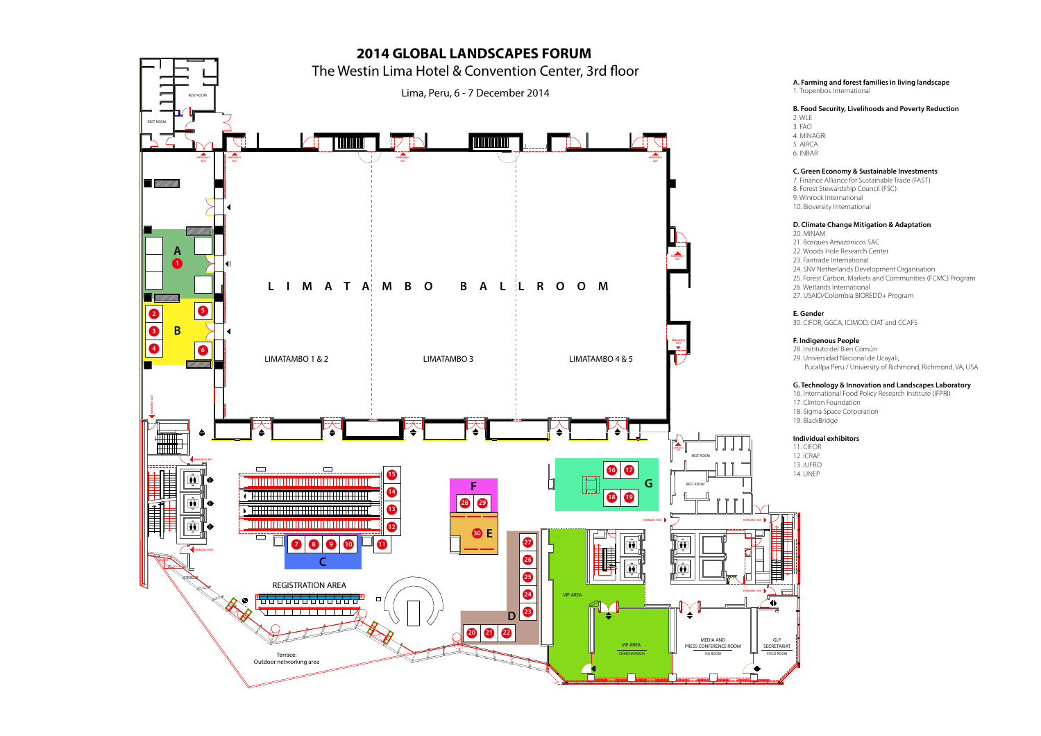# 2014 GLOBAL LANDSCAPES FORUM

The Westin Lima Hotel & Convention Center, 3rd floor

Lima, Peru, 6 - 7 December 2014

LIMATAMBO BALLROOM

LIMATAMBO 1 & 2

LIMATAMBO 3

LIMATAMBO 4 & 5

REGISTRATION AREA

Terrace: Outdoor networking area

VIP AREA

VIP AREA CHINCHA ROOM

MEDIA AND PRESS CONFERENCE ROOM ICA ROOM

GLF SECRETARIAT PISCO ROOM

REST ROOM

**A. Farming and forest families in living landscape**

1. Tropenbos International

**B. Food Security, Livelihoods and Poverty Reduction**

2. WLE
3. FAO
4. MINAGRI
5. AIRCA
6. INBAR

**C. Green Economy & Sustainable Investments**

7. Finance Alliance for Sustainable Trade (FAST)
8. Forest Stewardship Council (FSC)
9. Winrock International
10. Bioversity International

**D. Climate Change Mitigation & Adaptation**

20. MINAM
21. Bosques Amazonicos SAC
22. Woods Hole Research Center
23. Fairtrade International
24. SNV Netherlands Development Organisation
25. Forest Carbon, Markets and Communities (FCMC) Program
26. Wetlands International
27. USAID/Colombia BIOREDD+ Program

**E. Gender**

30. CIFOR, GGCA, ICIMOD, CIAT and CCAFS

**F. Indigenous People**

28. Instituto del Bien Común
29. Universidad Nacional de Ucayali, Pucallpa Peru / University of Richmond, Richmond, VA, USA

**G. Technology & Innovation and Landscapes Laboratory**

16. International Food Policy Research Institute (IFPRI)
17. Clinton Foundation
18. Sigma Space Corporation
19. BlackBridge

**Individual exhibitors**

11. CIFOR
12. ICRAF
13. IUFRO
14. UNEP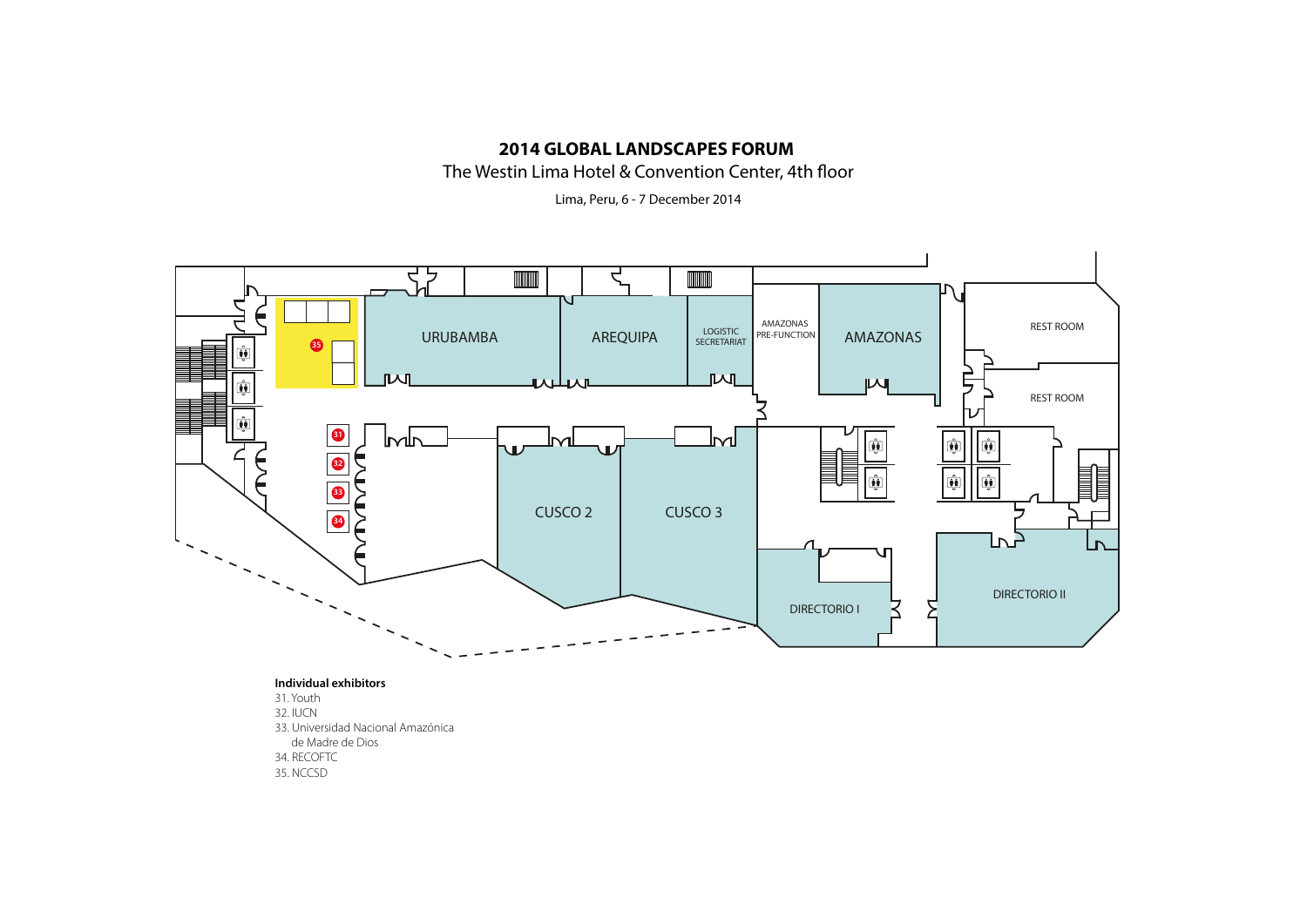# 2014 GLOBAL LANDSCAPES FORUM

The Westin Lima Hotel & Convention Center, 4th floor

Lima, Peru, 6 - 7 December 2014

URUBAMBA

AREQUIPA

LOGISTIC SECRETARIAT

AMAZONAS PRE-FUNCTION

AMAZONAS

REST ROOM

REST ROOM

35

31

32

33

34

CUSCO 2

CUSCO 3

DIRECTORIO I

DIRECTORIO II

**Individual exhibitors**

31. Youth
32. IUCN
33. Universidad Nacional Amazónica de Madre de Dios
34. RECOFTC
35. NCCSD